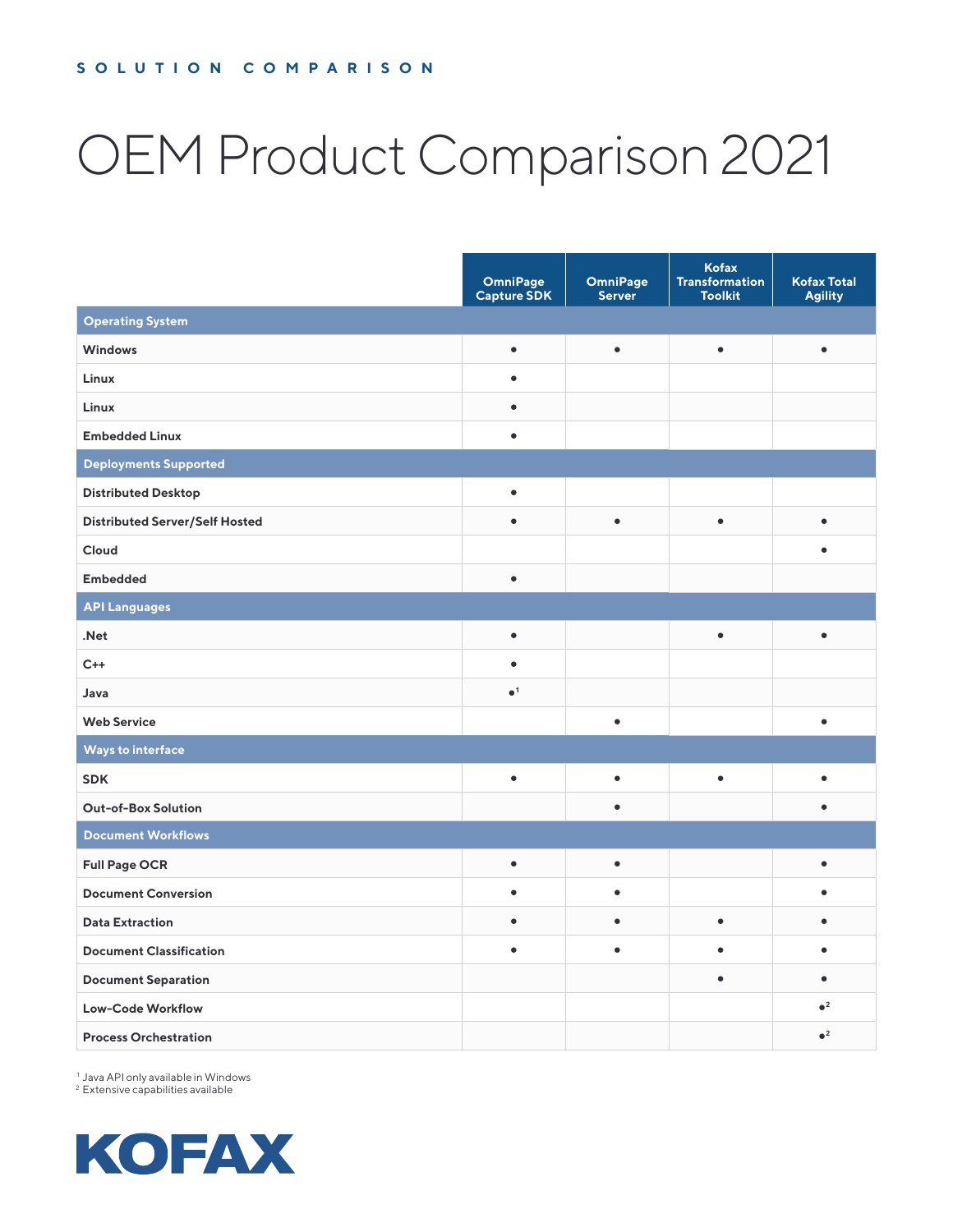SOLUTION COMPARISON

# OEM Product Comparison 2021

| | OmniPage Capture SDK | OmniPage Server | Kofax Transformation Toolkit | Kofax Total Agility |
|---|---|---|---|---|
| **Operating System** | | | | |
| Windows | • | • | • | • |
| Linux | • | | | |
| Linux | • | | | |
| Embedded Linux | • | | | |
| **Deployments Supported** | | | | |
| Distributed Desktop | • | | | |
| Distributed Server/Self Hosted | • | • | • | • |
| Cloud | | | | • |
| Embedded | • | | | |
| **API Languages** | | | | |
| .Net | • | | • | • |
| C++ | • | | | |
| Java | • [1] | | | |
| Web Service | | • | | • |
| **Ways to interface** | | | | |
| SDK | • | • | • | • |
| Out-of-Box Solution | | • | | • |
| **Document Workflows** | | | | |
| Full Page OCR | • | • | | • |
| Document Conversion | • | • | | • |
| Data Extraction | • | • | • | • |
| Document Classification | • | • | • | • |
| Document Separation | | | • | • |
| Low-Code Workflow | | | | • [2] |
| Process Orchestration | | | | • [2] |

[1] Java API only available in Windows
[2] Extensive capabilities available

KOFAX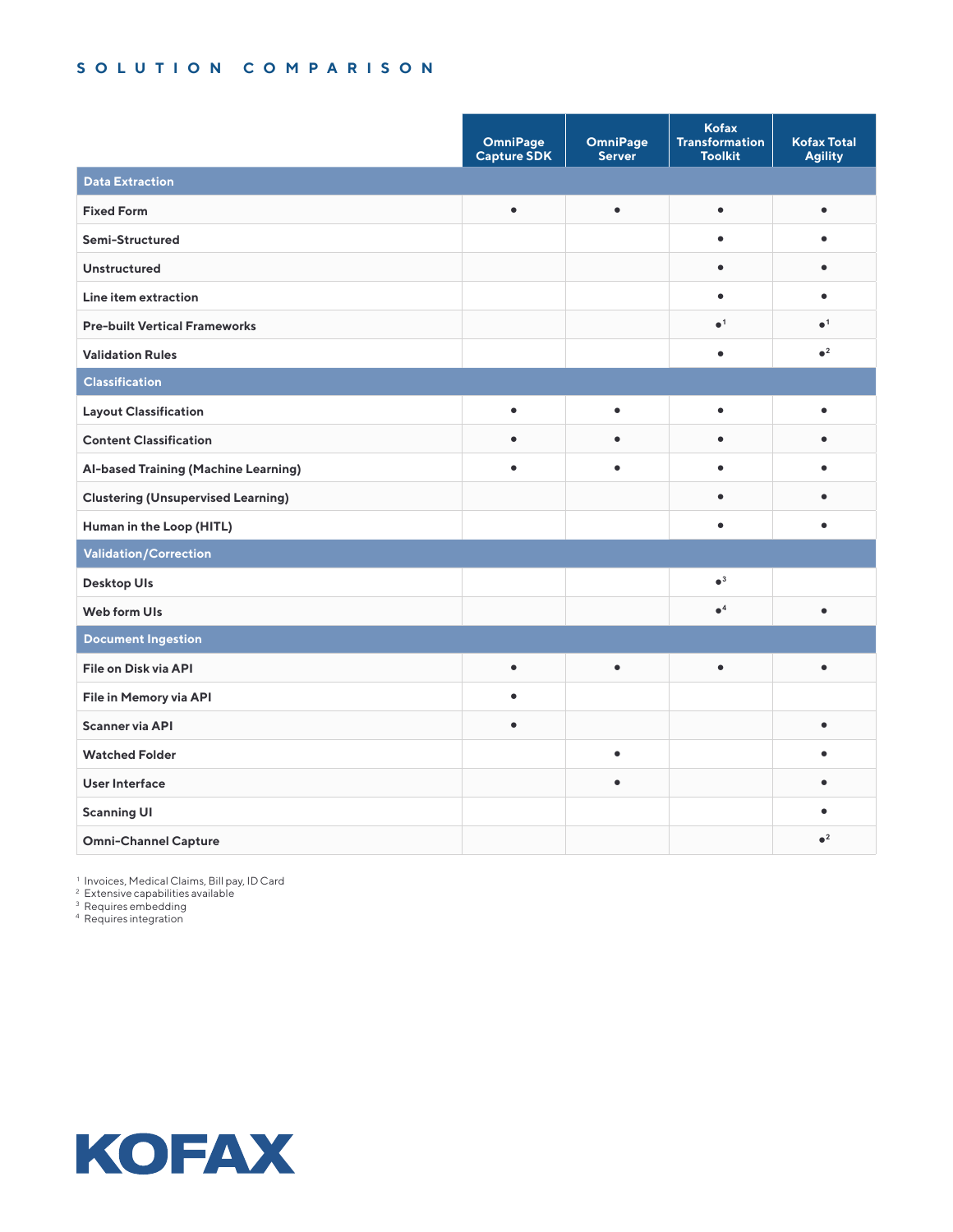## SOLUTION COMPARISON

| | OmniPage Capture SDK | OmniPage Server | Kofax Transformation Toolkit | Kofax Total Agility |
|---|---|---|---|---|
| **Data Extraction** | | | | |
| Fixed Form | • | • | • | • |
| Semi-Structured | | | • | • |
| Unstructured | | | • | • |
| Line item extraction | | | • | • |
| Pre-built Vertical Frameworks | | | •[1] | •[1] |
| Validation Rules | | | • | •[2] |
| **Classification** | | | | |
| Layout Classification | • | • | • | • |
| Content Classification | • | • | • | • |
| AI-based Training (Machine Learning) | • | • | • | • |
| Clustering (Unsupervised Learning) | | | • | • |
| Human in the Loop (HITL) | | | • | • |
| **Validation/Correction** | | | | |
| Desktop UIs | | | •[3] | |
| Web form UIs | | | •[4] | • |
| **Document Ingestion** | | | | |
| File on Disk via API | • | • | • | • |
| File in Memory via API | • | | | |
| Scanner via API | • | | | • |
| Watched Folder | | • | | • |
| User Interface | | • | | • |
| Scanning UI | | | | • |
| Omni-Channel Capture | | | | •[2] |

[1] Invoices, Medical Claims, Bill pay, ID Card
[2] Extensive capabilities available
[3] Requires embedding
[4] Requires integration

KOFAX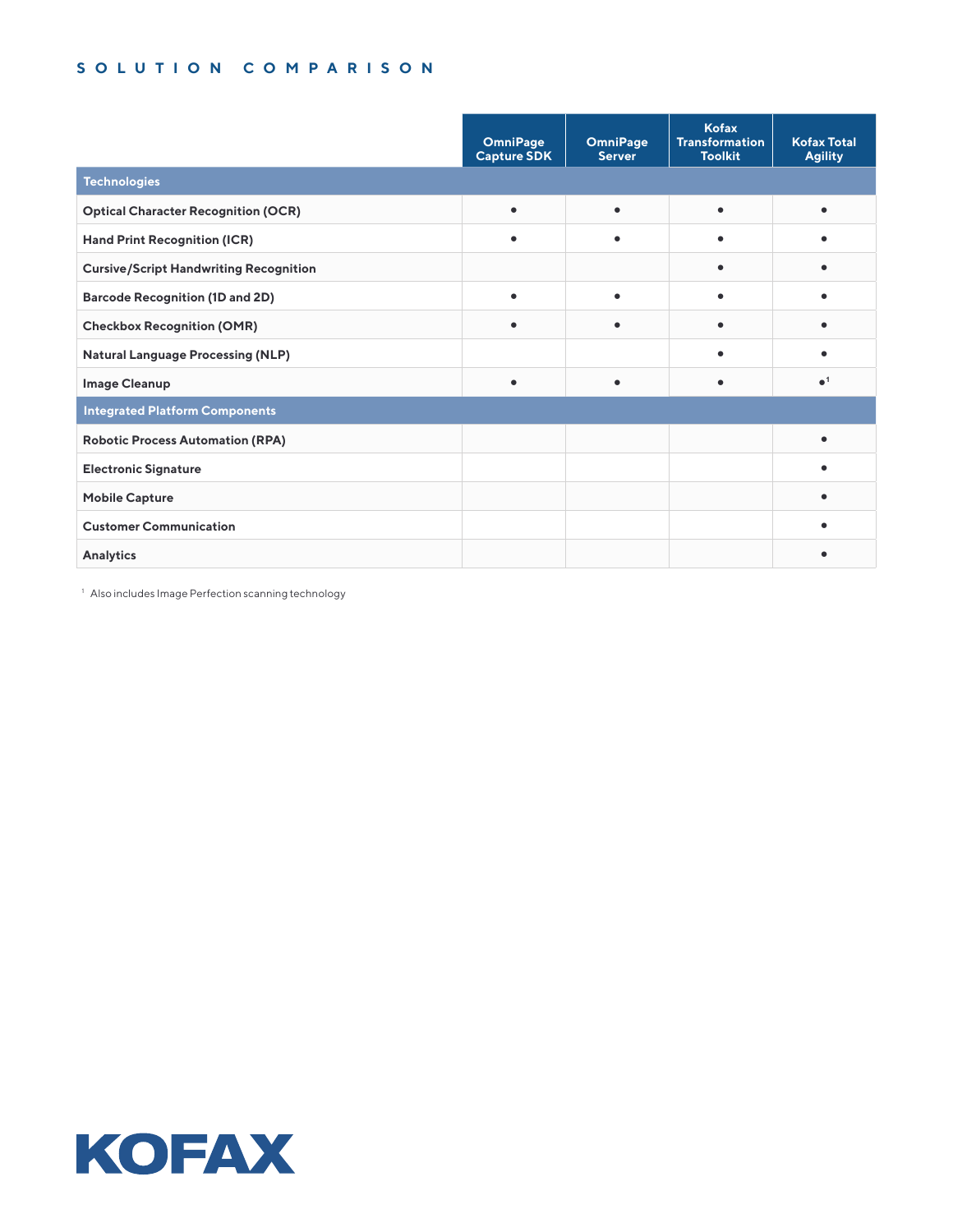## SOLUTION COMPARISON

| | OmniPage Capture SDK | OmniPage Server | Kofax Transformation Toolkit | Kofax Total Agility |
|---|---|---|---|---|
| **Technologies** | | | | |
| **Optical Character Recognition (OCR)** | • | • | • | • |
| **Hand Print Recognition (ICR)** | • | • | • | • |
| **Cursive/Script Handwriting Recognition** | | | • | • |
| **Barcode Recognition (1D and 2D)** | • | • | • | • |
| **Checkbox Recognition (OMR)** | • | • | • | • |
| **Natural Language Processing (NLP)** | | | • | • |
| **Image Cleanup** | • | • | • | •[1] |
| **Integrated Platform Components** | | | | |
| **Robotic Process Automation (RPA)** | | | | • |
| **Electronic Signature** | | | | • |
| **Mobile Capture** | | | | • |
| **Customer Communication** | | | | • |
| **Analytics** | | | | • |

[1] Also includes Image Perfection scanning technology

KOFAX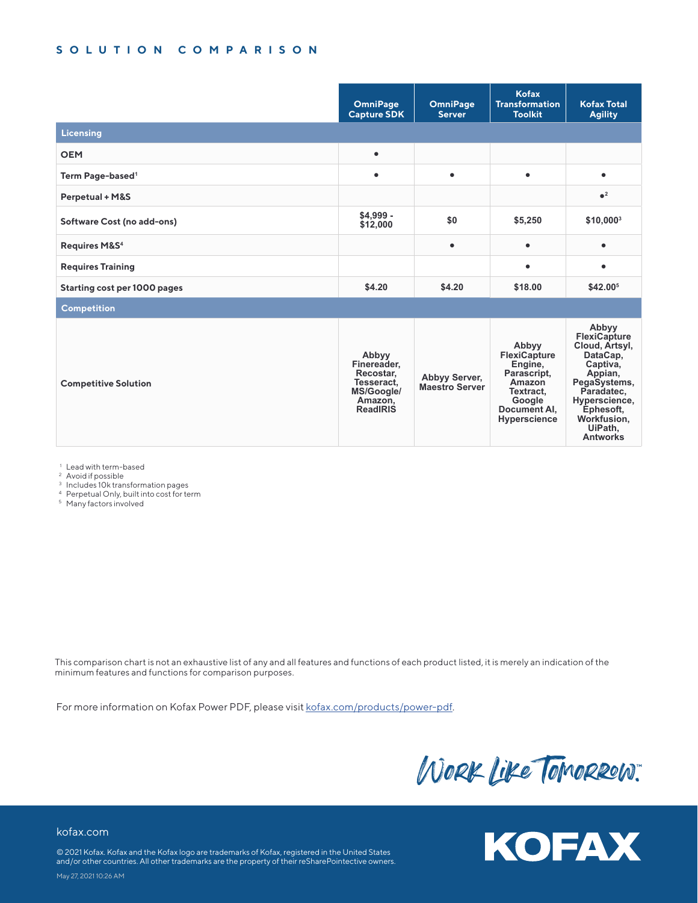## SOLUTION COMPARISON

| | OmniPage Capture SDK | OmniPage Server | Kofax Transformation Toolkit | Kofax Total Agility |
|---|---|---|---|---|
| **Licensing** | | | | |
| OEM | • | | | |
| Term Page-based[1] | • | • | • | • |
| Perpetual + M&S | | | | •[2] |
| Software Cost (no add-ons) | $4,999 - $12,000 | $0 | $5,250 | $10,000[3] |
| Requires M&S[4] | | • | • | • |
| Requires Training | | | • | • |
| Starting cost per 1000 pages | $4.20 | $4.20 | $18.00 | $42.00[5] |
| **Competition** | | | | |
| Competitive Solution | Abbyy Finereader, Recostar, Tesseract, MS/Google/ Amazon, ReadIRIS | Abbyy Server, Maestro Server | Abbyy FlexiCapture Engine, Parascript, Amazon Textract, Google Document AI, Hyperscience | Abbyy FlexiCapture Cloud, Artsyl, DataCap, Captiva, Appian, PegaSystems, Paradatec, Hyperscience, Ephesoft, Workfusion, UiPath, Antworks |

[1] Lead with term-based
[2] Avoid if possible
[3] Includes 10k transformation pages
[4] Perpetual Only, built into cost for term
[5] Many factors involved

This comparison chart is not an exhaustive list of any and all features and functions of each product listed, it is merely an indication of the minimum features and functions for comparison purposes.

For more information on Kofax Power PDF, please visit kofax.com/products/power-pdf.

Work Like Tomorrow.™

kofax.com

© 2021 Kofax. Kofax and the Kofax logo are trademarks of Kofax, registered in the United States and/or other countries. All other trademarks are the property of their reSharePointective owners.

May 27, 2021 10:26 AM